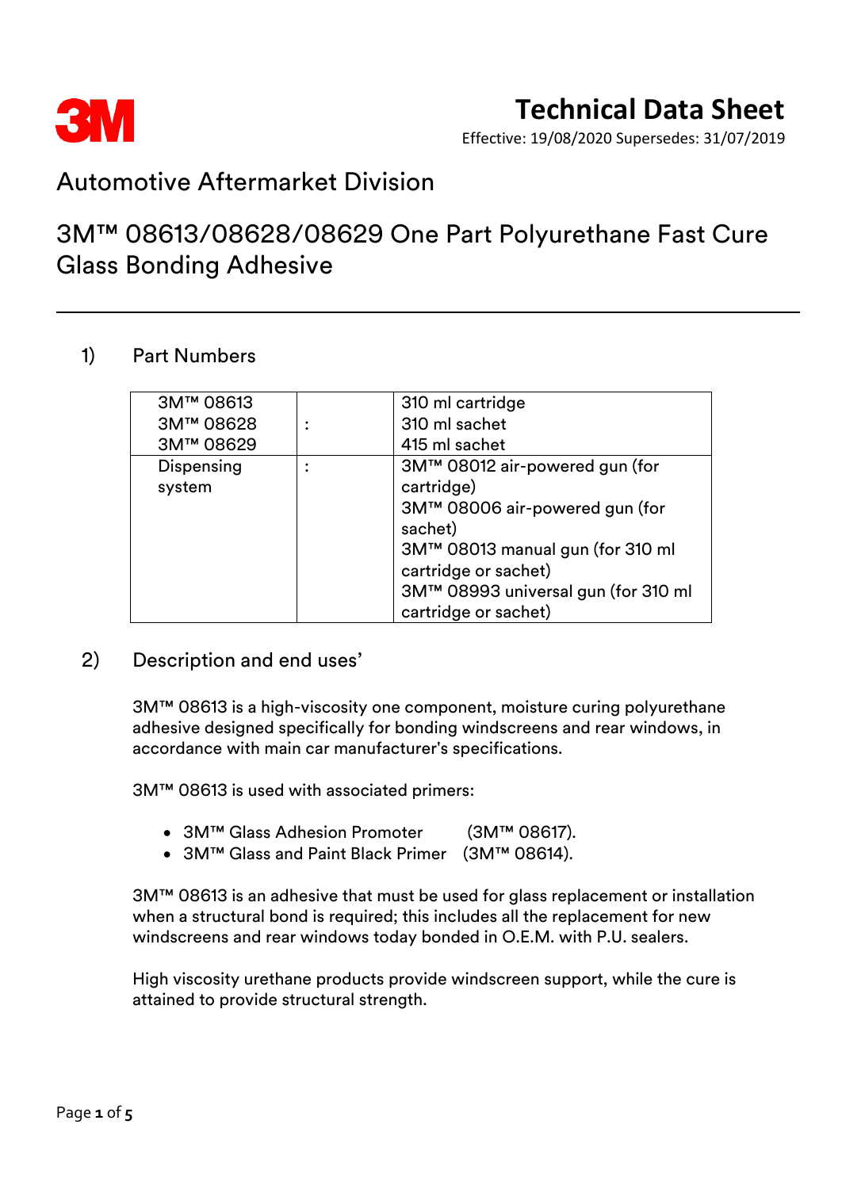# Technical Data Sheet

Effective: 19/08/2020 Supersedes: 31/07/2019

## Automotive Aftermarket Division

## 3M™ 08613/08628/08629 One Part Polyurethane Fast Cure Glass Bonding Adhesive

### 1) Part Numbers

| | | |
|---|---|---|
| 3M™ 08613<br>3M™ 08628<br>3M™ 08629 | : | 310 ml cartridge<br>310 ml sachet<br>415 ml sachet |
| Dispensing system | : | 3M™ 08012 air-powered gun (for cartridge)<br>3M™ 08006 air-powered gun (for sachet)<br>3M™ 08013 manual gun (for 310 ml cartridge or sachet)<br>3M™ 08993 universal gun (for 310 ml cartridge or sachet) |

### 2) Description and end uses'

3M™ 08613 is a high-viscosity one component, moisture curing polyurethane adhesive designed specifically for bonding windscreens and rear windows, in accordance with main car manufacturer's specifications.

3M™ 08613 is used with associated primers:

- 3M™ Glass Adhesion Promoter (3M™ 08617).
- 3M™ Glass and Paint Black Primer (3M™ 08614).

3M™ 08613 is an adhesive that must be used for glass replacement or installation when a structural bond is required; this includes all the replacement for new windscreens and rear windows today bonded in O.E.M. with P.U. sealers.

High viscosity urethane products provide windscreen support, while the cure is attained to provide structural strength.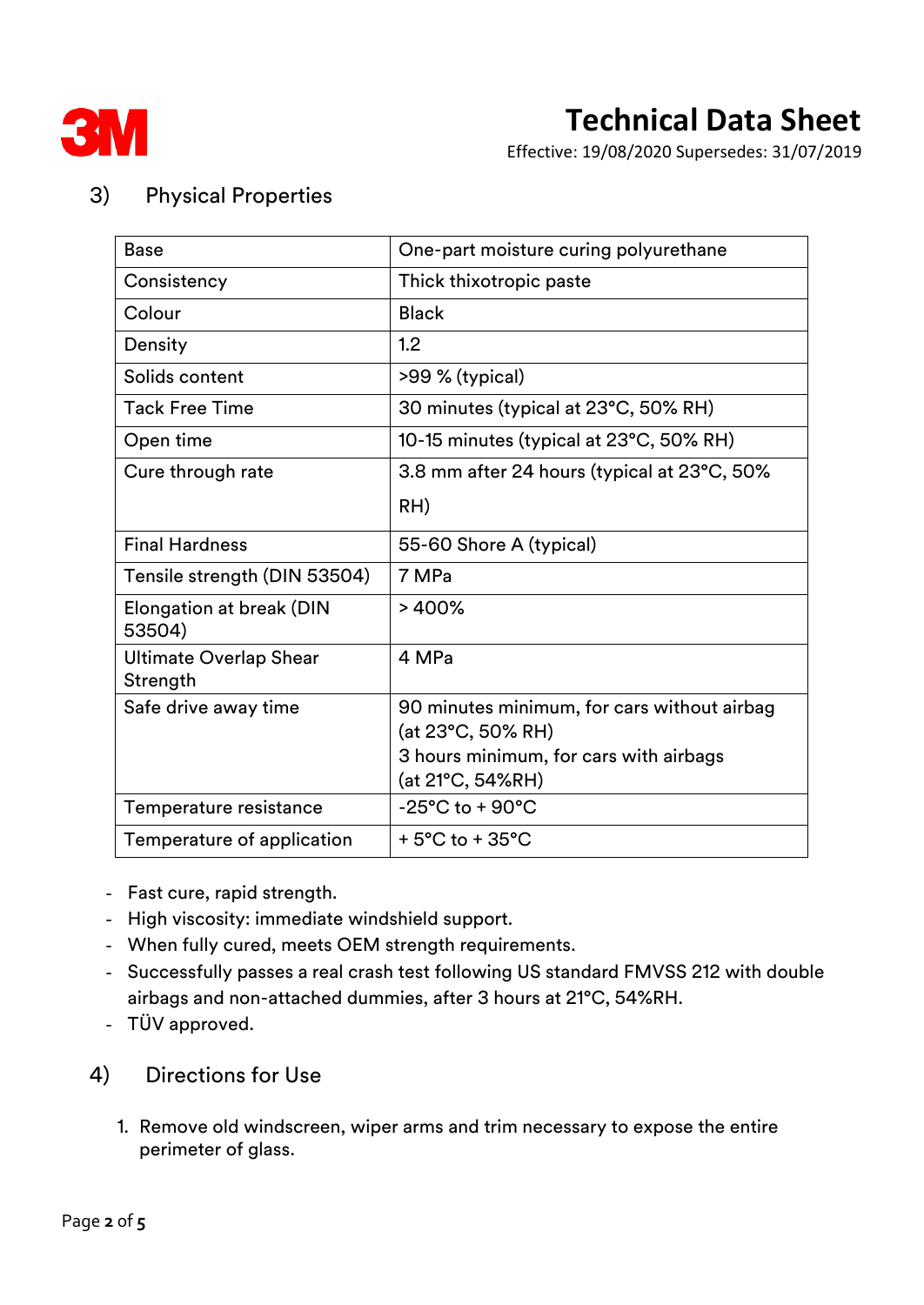## 3) Physical Properties

| Base | One-part moisture curing polyurethane |
| --- | --- |
| Consistency | Thick thixotropic paste |
| Colour | Black |
| Density | 1.2 |
| Solids content | >99 % (typical) |
| Tack Free Time | 30 minutes (typical at 23°C, 50% RH) |
| Open time | 10-15 minutes (typical at 23°C, 50% RH) |
| Cure through rate | 3.8 mm after 24 hours (typical at 23°C, 50% RH) |
| Final Hardness | 55-60 Shore A (typical) |
| Tensile strength (DIN 53504) | 7 MPa |
| Elongation at break (DIN 53504) | > 400% |
| Ultimate Overlap Shear Strength | 4 MPa |
| Safe drive away time | 90 minutes minimum, for cars without airbag (at 23°C, 50% RH)<br>3 hours minimum, for cars with airbags (at 21°C, 54%RH) |
| Temperature resistance | -25°C to + 90°C |
| Temperature of application | + 5°C to + 35°C |

- Fast cure, rapid strength.
- High viscosity: immediate windshield support.
- When fully cured, meets OEM strength requirements.
- Successfully passes a real crash test following US standard FMVSS 212 with double airbags and non-attached dummies, after 3 hours at 21°C, 54%RH.
- TÜV approved.

## 4) Directions for Use

1. Remove old windscreen, wiper arms and trim necessary to expose the entire perimeter of glass.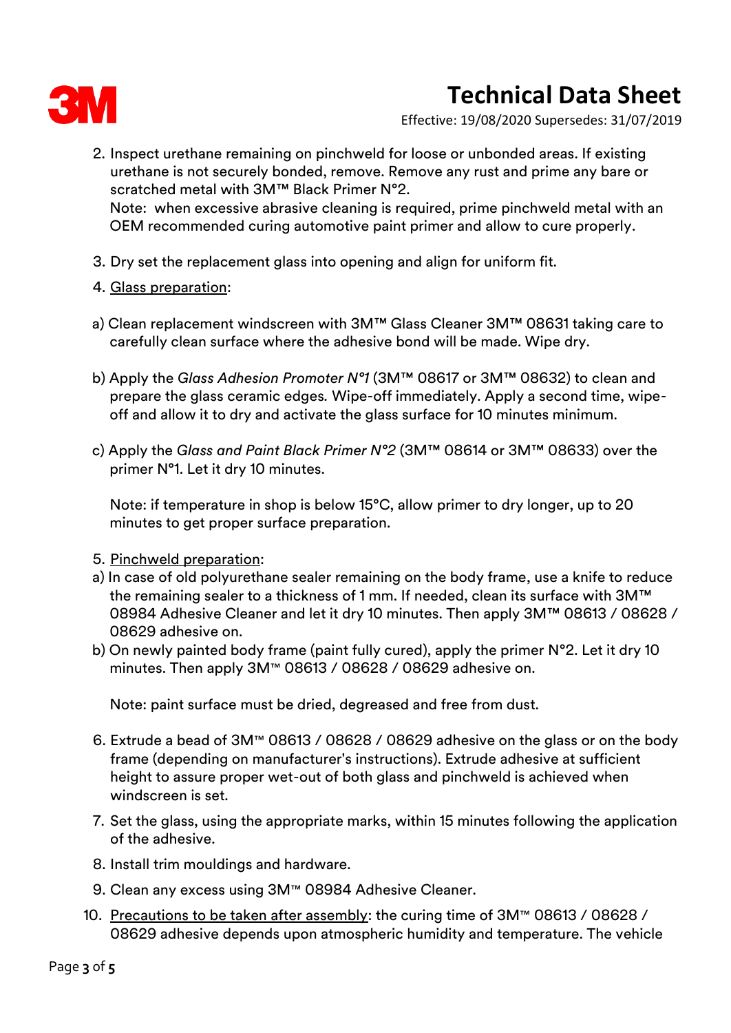2. Inspect urethane remaining on pinchweld for loose or unbonded areas. If existing urethane is not securely bonded, remove. Remove any rust and prime any bare or scratched metal with 3M™ Black Primer N°2.
   Note: when excessive abrasive cleaning is required, prime pinchweld metal with an OEM recommended curing automotive paint primer and allow to cure properly.

3. Dry set the replacement glass into opening and align for uniform fit.

4. <u>Glass preparation</u>:

a) Clean replacement windscreen with 3M™ Glass Cleaner 3M™ 08631 taking care to carefully clean surface where the adhesive bond will be made. Wipe dry.

b) Apply the *Glass Adhesion Promoter N°1* (3M™ 08617 or 3M™ 08632) to clean and prepare the glass ceramic edges. Wipe-off immediately. Apply a second time, wipe-off and allow it to dry and activate the glass surface for 10 minutes minimum.

c) Apply the *Glass and Paint Black Primer N°2* (3M™ 08614 or 3M™ 08633) over the primer N°1. Let it dry 10 minutes.

   Note: if temperature in shop is below 15°C, allow primer to dry longer, up to 20 minutes to get proper surface preparation.

5. <u>Pinchweld preparation</u>:

a) In case of old polyurethane sealer remaining on the body frame, use a knife to reduce the remaining sealer to a thickness of 1 mm. If needed, clean its surface with 3M™ 08984 Adhesive Cleaner and let it dry 10 minutes. Then apply 3M™ 08613 / 08628 / 08629 adhesive on.

b) On newly painted body frame (paint fully cured), apply the primer N°2. Let it dry 10 minutes. Then apply 3M™ 08613 / 08628 / 08629 adhesive on.

   Note: paint surface must be dried, degreased and free from dust.

6. Extrude a bead of 3M™ 08613 / 08628 / 08629 adhesive on the glass or on the body frame (depending on manufacturer's instructions). Extrude adhesive at sufficient height to assure proper wet-out of both glass and pinchweld is achieved when windscreen is set.

7. Set the glass, using the appropriate marks, within 15 minutes following the application of the adhesive.

8. Install trim mouldings and hardware.

9. Clean any excess using 3M™ 08984 Adhesive Cleaner.

10. <u>Precautions to be taken after assembly</u>: the curing time of 3M™ 08613 / 08628 / 08629 adhesive depends upon atmospheric humidity and temperature. The vehicle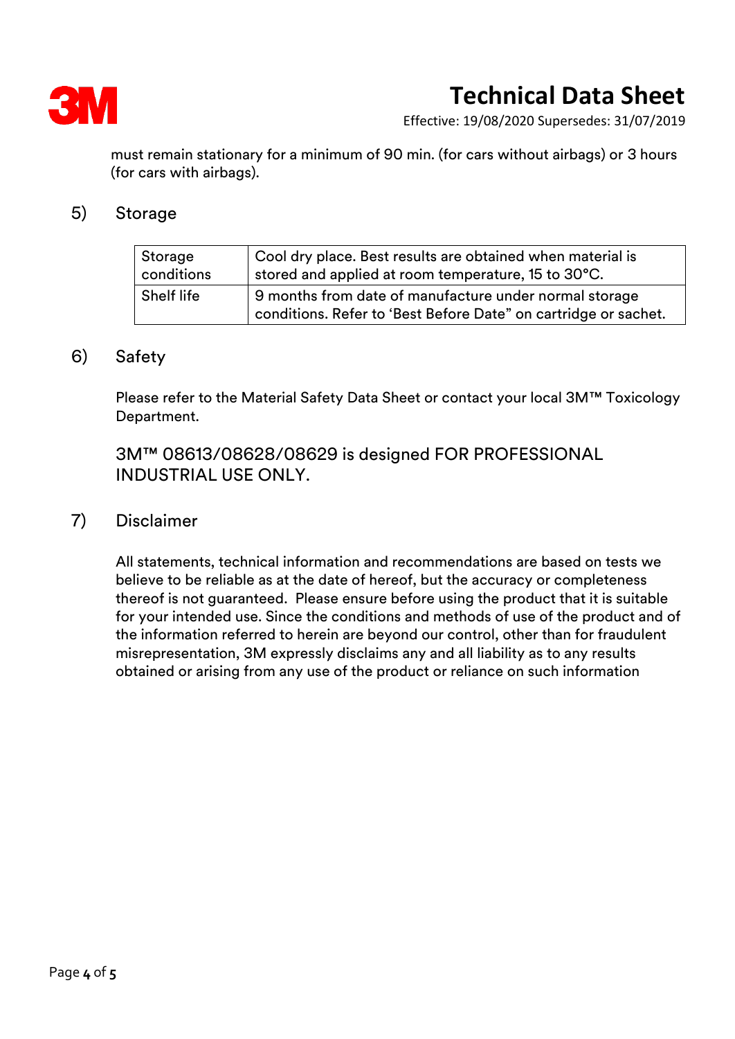must remain stationary for a minimum of 90 min. (for cars without airbags) or 3 hours (for cars with airbags).

## 5) Storage

| Storage conditions | Cool dry place. Best results are obtained when material is stored and applied at room temperature, 15 to 30°C. |
|---|---|
| Shelf life | 9 months from date of manufacture under normal storage conditions. Refer to 'Best Before Date" on cartridge or sachet. |

## 6) Safety

Please refer to the Material Safety Data Sheet or contact your local 3M™ Toxicology Department.

3M™ 08613/08628/08629 is designed FOR PROFESSIONAL INDUSTRIAL USE ONLY.

## 7) Disclaimer

All statements, technical information and recommendations are based on tests we believe to be reliable as at the date of hereof, but the accuracy or completeness thereof is not guaranteed. Please ensure before using the product that it is suitable for your intended use. Since the conditions and methods of use of the product and of the information referred to herein are beyond our control, other than for fraudulent misrepresentation, 3M expressly disclaims any and all liability as to any results obtained or arising from any use of the product or reliance on such information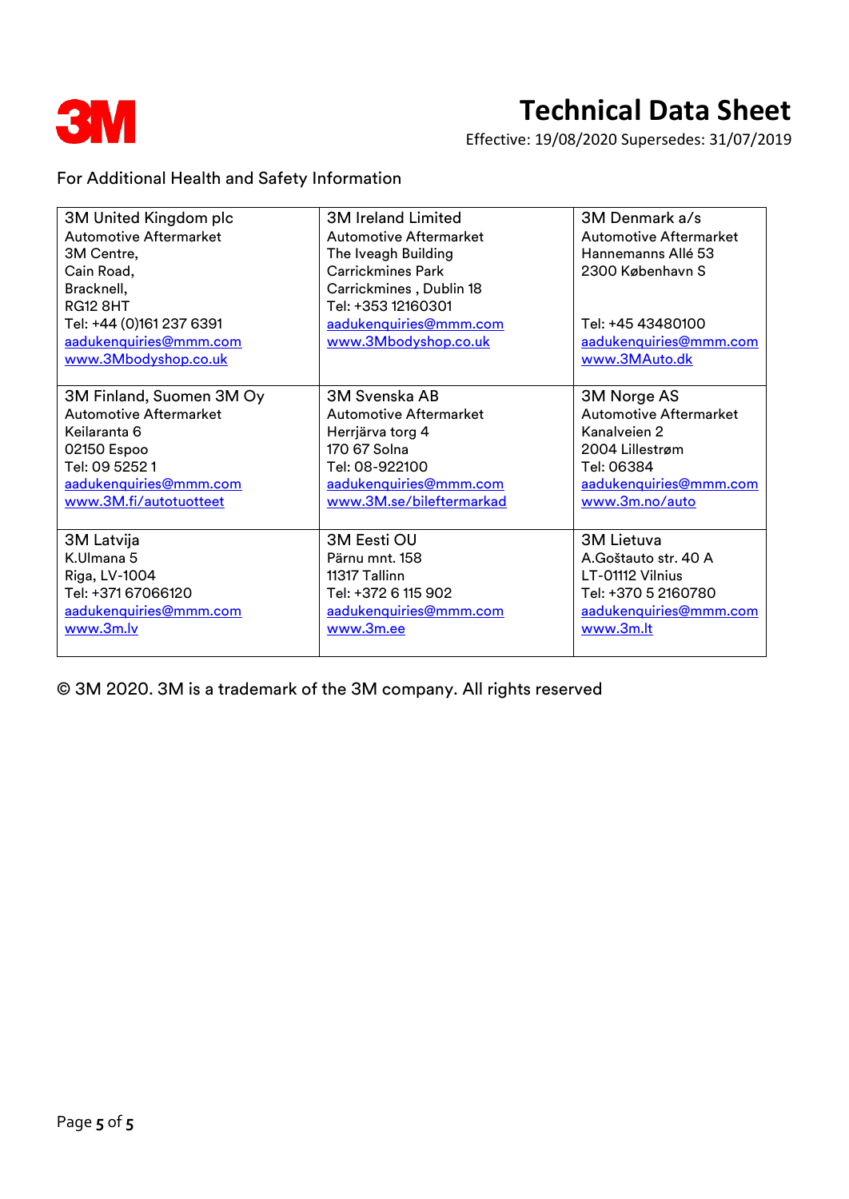# Technical Data Sheet

Effective: 19/08/2020 Supersedes: 31/07/2019

For Additional Health and Safety Information

| | | |
|---|---|---|
| 3M United Kingdom plc<br>Automotive Aftermarket<br>3M Centre,<br>Cain Road,<br>Bracknell,<br>RG12 8HT<br>Tel: +44 (0)161 237 6391<br>aadukenquiries@mmm.com<br>www.3Mbodyshop.co.uk | 3M Ireland Limited<br>Automotive Aftermarket<br>The Iveagh Building<br>Carrickmines Park<br>Carrickmines , Dublin 18<br>Tel: +353 12160301<br>aadukenquiries@mmm.com<br>www.3Mbodyshop.co.uk | 3M Denmark a/s<br>Automotive Aftermarket<br>Hannemanns Allé 53<br>2300 København S<br><br>Tel: +45 43480100<br>aadukenquiries@mmm.com<br>www.3MAuto.dk |
| 3M Finland, Suomen 3M Oy<br>Automotive Aftermarket<br>Keilaranta 6<br>02150 Espoo<br>Tel: 09 5252 1<br>aadukenquiries@mmm.com<br>www.3M.fi/autotuotteet | 3M Svenska AB<br>Automotive Aftermarket<br>Herrjärva torg 4<br>170 67 Solna<br>Tel: 08-922100<br>aadukenquiries@mmm.com<br>www.3M.se/bileftermarkad | 3M Norge AS<br>Automotive Aftermarket<br>Kanalveien 2<br>2004 Lillestrøm<br>Tel: 06384<br>aadukenquiries@mmm.com<br>www.3m.no/auto |
| 3M Latvija<br>K.Ulmana 5<br>Riga, LV-1004<br>Tel: +371 67066120<br>aadukenquiries@mmm.com<br>www.3m.lv | 3M Eesti OU<br>Pärnu mnt. 158<br>11317 Tallinn<br>Tel: +372 6 115 902<br>aadukenquiries@mmm.com<br>www.3m.ee | 3M Lietuva<br>A.Goštauto str. 40 A<br>LT-01112 Vilnius<br>Tel: +370 5 2160780<br>aadukenquiries@mmm.com<br>www.3m.lt |

© 3M 2020. 3M is a trademark of the 3M company. All rights reserved